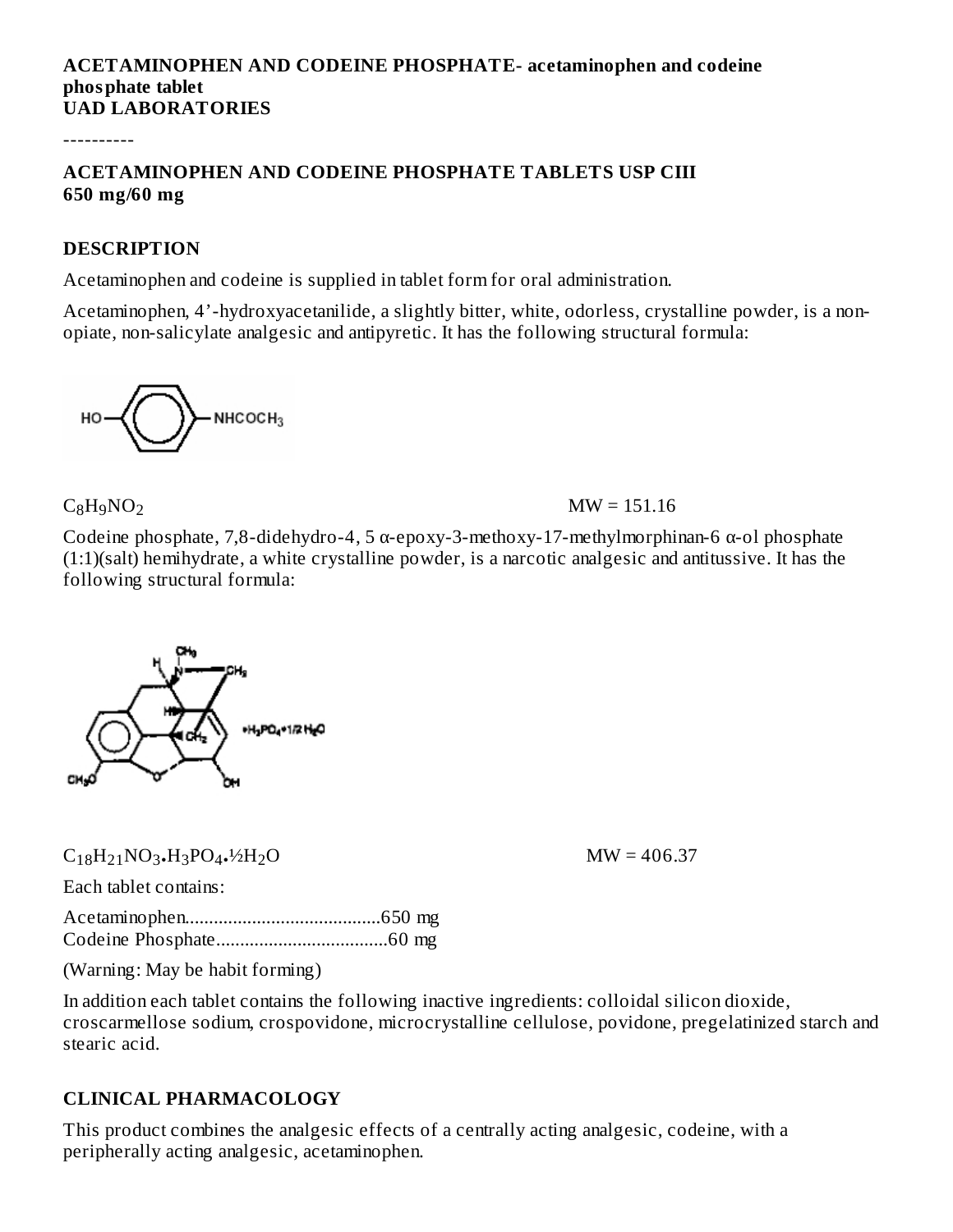**ACETAMINOPHEN AND CODEINE PHOSPHATE- acetaminophen and codeine phosphate tablet**
**UAD LABORATORIES**

----------

**ACETAMINOPHEN AND CODEINE PHOSPHATE TABLETS USP CIII**
**650 mg/60 mg**

## DESCRIPTION

Acetaminophen and codeine is supplied in tablet form for oral administration.

Acetaminophen, 4'-hydroxyacetanilide, a slightly bitter, white, odorless, crystalline powder, is a non-opiate, non-salicylate analgesic and antipyretic. It has the following structural formula:

$C_8H_9NO_2$ MW = 151.16

Codeine phosphate, 7,8-didehydro-4, 5 α-epoxy-3-methoxy-17-methylmorphinan-6 α-ol phosphate (1:1)(salt) hemihydrate, a white crystalline powder, is a narcotic analgesic and antitussive. It has the following structural formula:

$C_{18}H_{21}NO_3 \cdot H_3PO_4 \cdot ½H_2O$ MW = 406.37

Each tablet contains:

Acetaminophen.........................................650 mg
Codeine Phosphate....................................60 mg

(Warning: May be habit forming)

In addition each tablet contains the following inactive ingredients: colloidal silicon dioxide, croscarmellose sodium, crospovidone, microcrystalline cellulose, povidone, pregelatinized starch and stearic acid.

## CLINICAL PHARMACOLOGY

This product combines the analgesic effects of a centrally acting analgesic, codeine, with a peripherally acting analgesic, acetaminophen.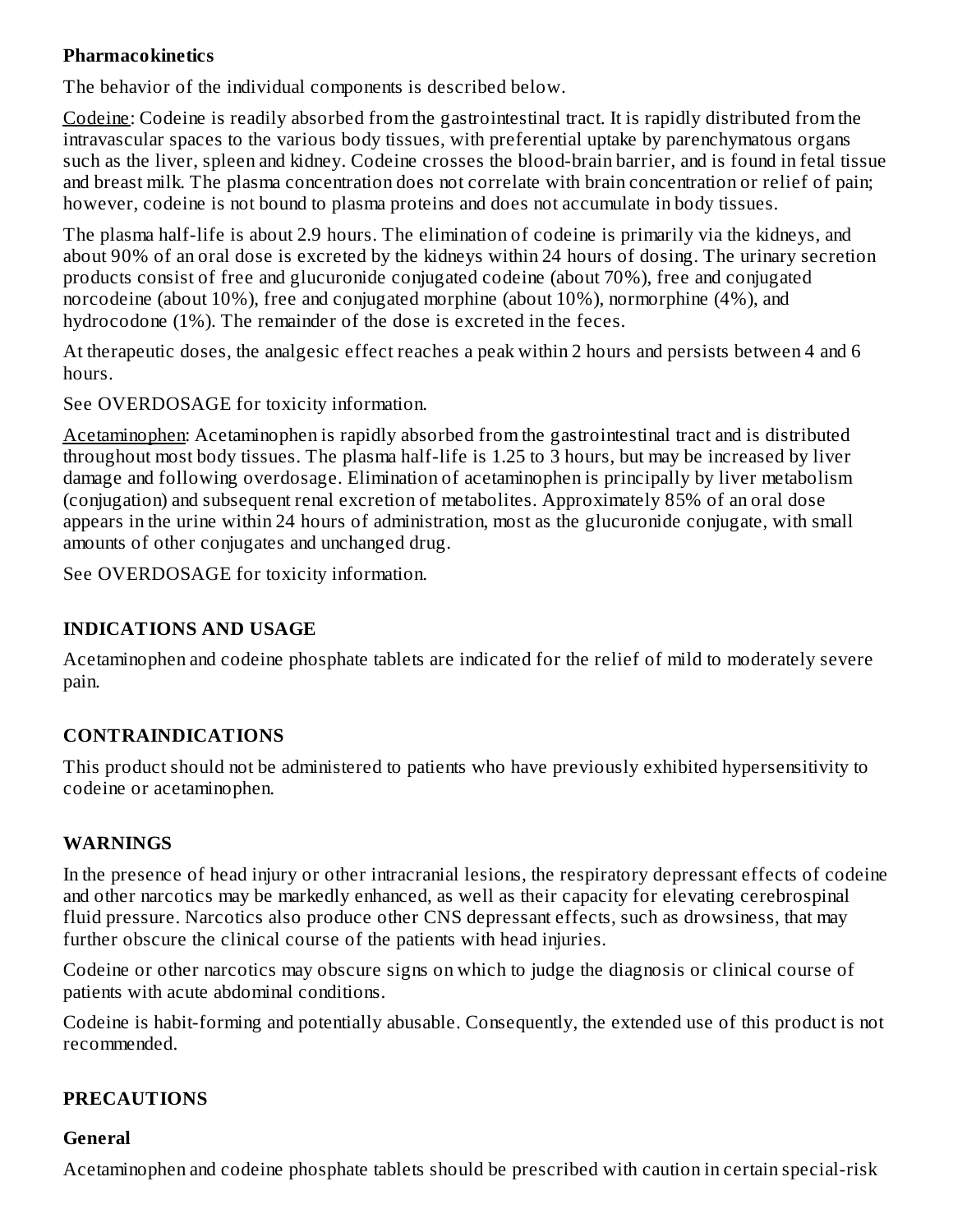**Pharmacokinetics**

The behavior of the individual components is described below.

Codeine: Codeine is readily absorbed from the gastrointestinal tract. It is rapidly distributed from the intravascular spaces to the various body tissues, with preferential uptake by parenchymatous organs such as the liver, spleen and kidney. Codeine crosses the blood-brain barrier, and is found in fetal tissue and breast milk. The plasma concentration does not correlate with brain concentration or relief of pain; however, codeine is not bound to plasma proteins and does not accumulate in body tissues.

The plasma half-life is about 2.9 hours. The elimination of codeine is primarily via the kidneys, and about 90% of an oral dose is excreted by the kidneys within 24 hours of dosing. The urinary secretion products consist of free and glucuronide conjugated codeine (about 70%), free and conjugated norcodeine (about 10%), free and conjugated morphine (about 10%), normorphine (4%), and hydrocodone (1%). The remainder of the dose is excreted in the feces.

At therapeutic doses, the analgesic effect reaches a peak within 2 hours and persists between 4 and 6 hours.

See OVERDOSAGE for toxicity information.

Acetaminophen: Acetaminophen is rapidly absorbed from the gastrointestinal tract and is distributed throughout most body tissues. The plasma half-life is 1.25 to 3 hours, but may be increased by liver damage and following overdosage. Elimination of acetaminophen is principally by liver metabolism (conjugation) and subsequent renal excretion of metabolites. Approximately 85% of an oral dose appears in the urine within 24 hours of administration, most as the glucuronide conjugate, with small amounts of other conjugates and unchanged drug.

See OVERDOSAGE for toxicity information.

## INDICATIONS AND USAGE

Acetaminophen and codeine phosphate tablets are indicated for the relief of mild to moderately severe pain.

## CONTRAINDICATIONS

This product should not be administered to patients who have previously exhibited hypersensitivity to codeine or acetaminophen.

## WARNINGS

In the presence of head injury or other intracranial lesions, the respiratory depressant effects of codeine and other narcotics may be markedly enhanced, as well as their capacity for elevating cerebrospinal fluid pressure. Narcotics also produce other CNS depressant effects, such as drowsiness, that may further obscure the clinical course of the patients with head injuries.

Codeine or other narcotics may obscure signs on which to judge the diagnosis or clinical course of patients with acute abdominal conditions.

Codeine is habit-forming and potentially abusable. Consequently, the extended use of this product is not recommended.

## PRECAUTIONS

### General

Acetaminophen and codeine phosphate tablets should be prescribed with caution in certain special-risk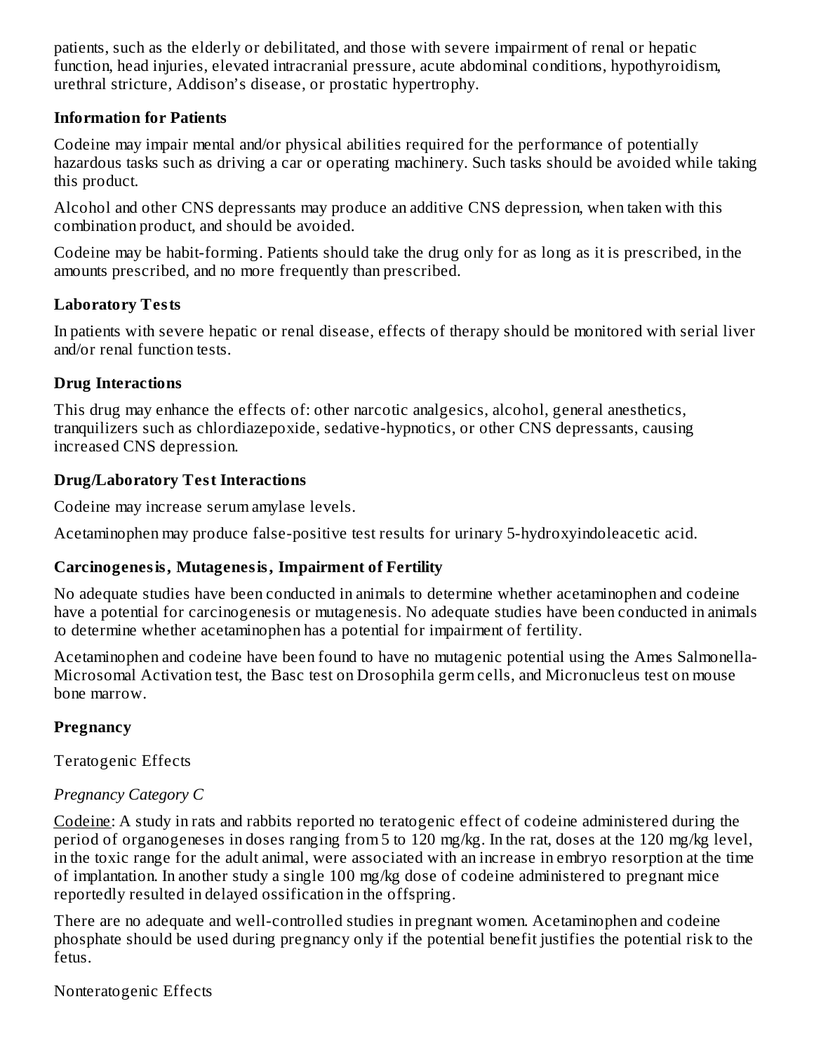patients, such as the elderly or debilitated, and those with severe impairment of renal or hepatic function, head injuries, elevated intracranial pressure, acute abdominal conditions, hypothyroidism, urethral stricture, Addison's disease, or prostatic hypertrophy.

**Information for Patients**

Codeine may impair mental and/or physical abilities required for the performance of potentially hazardous tasks such as driving a car or operating machinery. Such tasks should be avoided while taking this product.

Alcohol and other CNS depressants may produce an additive CNS depression, when taken with this combination product, and should be avoided.

Codeine may be habit-forming. Patients should take the drug only for as long as it is prescribed, in the amounts prescribed, and no more frequently than prescribed.

**Laboratory Tests**

In patients with severe hepatic or renal disease, effects of therapy should be monitored with serial liver and/or renal function tests.

**Drug Interactions**

This drug may enhance the effects of: other narcotic analgesics, alcohol, general anesthetics, tranquilizers such as chlordiazepoxide, sedative-hypnotics, or other CNS depressants, causing increased CNS depression.

**Drug/Laboratory Test Interactions**

Codeine may increase serum amylase levels.

Acetaminophen may produce false-positive test results for urinary 5-hydroxyindoleacetic acid.

**Carcinogenesis, Mutagenesis, Impairment of Fertility**

No adequate studies have been conducted in animals to determine whether acetaminophen and codeine have a potential for carcinogenesis or mutagenesis. No adequate studies have been conducted in animals to determine whether acetaminophen has a potential for impairment of fertility.

Acetaminophen and codeine have been found to have no mutagenic potential using the Ames Salmonella-Microsomal Activation test, the Basc test on Drosophila germ cells, and Micronucleus test on mouse bone marrow.

**Pregnancy**

Teratogenic Effects

*Pregnancy Category C*

Codeine: A study in rats and rabbits reported no teratogenic effect of codeine administered during the period of organogeneses in doses ranging from 5 to 120 mg/kg. In the rat, doses at the 120 mg/kg level, in the toxic range for the adult animal, were associated with an increase in embryo resorption at the time of implantation. In another study a single 100 mg/kg dose of codeine administered to pregnant mice reportedly resulted in delayed ossification in the offspring.

There are no adequate and well-controlled studies in pregnant women. Acetaminophen and codeine phosphate should be used during pregnancy only if the potential benefit justifies the potential risk to the fetus.

Nonteratogenic Effects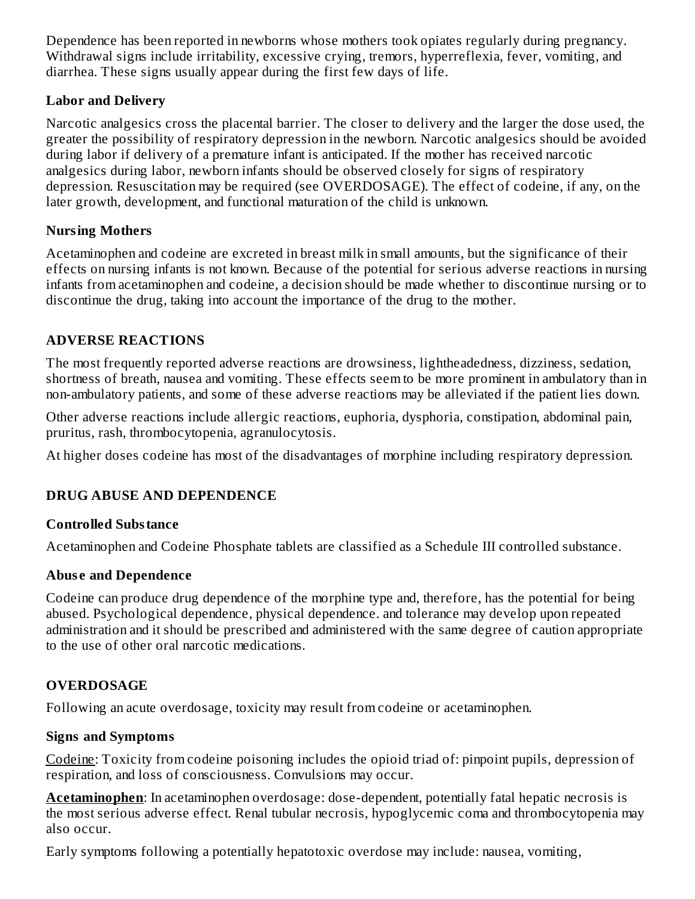Dependence has been reported in newborns whose mothers took opiates regularly during pregnancy. Withdrawal signs include irritability, excessive crying, tremors, hyperreflexia, fever, vomiting, and diarrhea. These signs usually appear during the first few days of life.

### Labor and Delivery

Narcotic analgesics cross the placental barrier. The closer to delivery and the larger the dose used, the greater the possibility of respiratory depression in the newborn. Narcotic analgesics should be avoided during labor if delivery of a premature infant is anticipated. If the mother has received narcotic analgesics during labor, newborn infants should be observed closely for signs of respiratory depression. Resuscitation may be required (see OVERDOSAGE). The effect of codeine, if any, on the later growth, development, and functional maturation of the child is unknown.

### Nursing Mothers

Acetaminophen and codeine are excreted in breast milk in small amounts, but the significance of their effects on nursing infants is not known. Because of the potential for serious adverse reactions in nursing infants from acetaminophen and codeine, a decision should be made whether to discontinue nursing or to discontinue the drug, taking into account the importance of the drug to the mother.

## ADVERSE REACTIONS

The most frequently reported adverse reactions are drowsiness, lightheadedness, dizziness, sedation, shortness of breath, nausea and vomiting. These effects seem to be more prominent in ambulatory than in non-ambulatory patients, and some of these adverse reactions may be alleviated if the patient lies down.

Other adverse reactions include allergic reactions, euphoria, dysphoria, constipation, abdominal pain, pruritus, rash, thrombocytopenia, agranulocytosis.

At higher doses codeine has most of the disadvantages of morphine including respiratory depression.

## DRUG ABUSE AND DEPENDENCE

### Controlled Substance

Acetaminophen and Codeine Phosphate tablets are classified as a Schedule III controlled substance.

### Abuse and Dependence

Codeine can produce drug dependence of the morphine type and, therefore, has the potential for being abused. Psychological dependence, physical dependence. and tolerance may develop upon repeated administration and it should be prescribed and administered with the same degree of caution appropriate to the use of other oral narcotic medications.

## OVERDOSAGE

Following an acute overdosage, toxicity may result from codeine or acetaminophen.

### Signs and Symptoms

Codeine: Toxicity from codeine poisoning includes the opioid triad of: pinpoint pupils, depression of respiration, and loss of consciousness. Convulsions may occur.

**Acetaminophen**: In acetaminophen overdosage: dose-dependent, potentially fatal hepatic necrosis is the most serious adverse effect. Renal tubular necrosis, hypoglycemic coma and thrombocytopenia may also occur.

Early symptoms following a potentially hepatotoxic overdose may include: nausea, vomiting,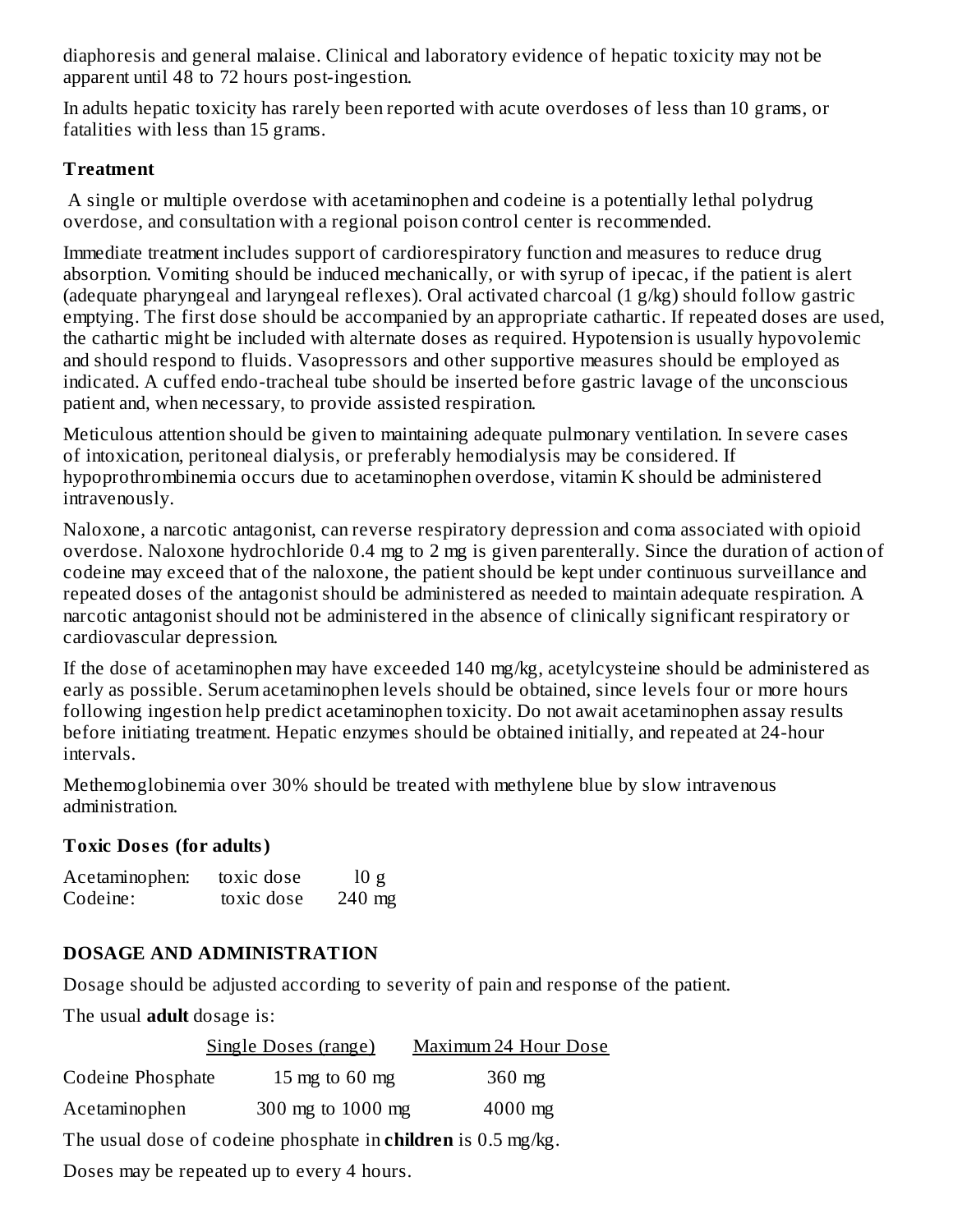diaphoresis and general malaise. Clinical and laboratory evidence of hepatic toxicity may not be apparent until 48 to 72 hours post-ingestion.

In adults hepatic toxicity has rarely been reported with acute overdoses of less than 10 grams, or fatalities with less than 15 grams.

**Treatment**

A single or multiple overdose with acetaminophen and codeine is a potentially lethal polydrug overdose, and consultation with a regional poison control center is recommended.

Immediate treatment includes support of cardiorespiratory function and measures to reduce drug absorption. Vomiting should be induced mechanically, or with syrup of ipecac, if the patient is alert (adequate pharyngeal and laryngeal reflexes). Oral activated charcoal (1 g/kg) should follow gastric emptying. The first dose should be accompanied by an appropriate cathartic. If repeated doses are used, the cathartic might be included with alternate doses as required. Hypotension is usually hypovolemic and should respond to fluids. Vasopressors and other supportive measures should be employed as indicated. A cuffed endo-tracheal tube should be inserted before gastric lavage of the unconscious patient and, when necessary, to provide assisted respiration.

Meticulous attention should be given to maintaining adequate pulmonary ventilation. In severe cases of intoxication, peritoneal dialysis, or preferably hemodialysis may be considered. If hypoprothrombinemia occurs due to acetaminophen overdose, vitamin K should be administered intravenously.

Naloxone, a narcotic antagonist, can reverse respiratory depression and coma associated with opioid overdose. Naloxone hydrochloride 0.4 mg to 2 mg is given parenterally. Since the duration of action of codeine may exceed that of the naloxone, the patient should be kept under continuous surveillance and repeated doses of the antagonist should be administered as needed to maintain adequate respiration. A narcotic antagonist should not be administered in the absence of clinically significant respiratory or cardiovascular depression.

If the dose of acetaminophen may have exceeded 140 mg/kg, acetylcysteine should be administered as early as possible. Serum acetaminophen levels should be obtained, since levels four or more hours following ingestion help predict acetaminophen toxicity. Do not await acetaminophen assay results before initiating treatment. Hepatic enzymes should be obtained initially, and repeated at 24-hour intervals.

Methemoglobinemia over 30% should be treated with methylene blue by slow intravenous administration.

**Toxic Doses (for adults)**

| | | |
|---|---|---|
| Acetaminophen: | toxic dose | l0 g |
| Codeine: | toxic dose | 240 mg |

## DOSAGE AND ADMINISTRATION

Dosage should be adjusted according to severity of pain and response of the patient.

The usual **adult** dosage is:

| | Single Doses (range) | Maximum 24 Hour Dose |
|---|---|---|
| Codeine Phosphate | 15 mg to 60 mg | 360 mg |
| Acetaminophen | 300 mg to 1000 mg | 4000 mg |

The usual dose of codeine phosphate in **children** is 0.5 mg/kg.

Doses may be repeated up to every 4 hours.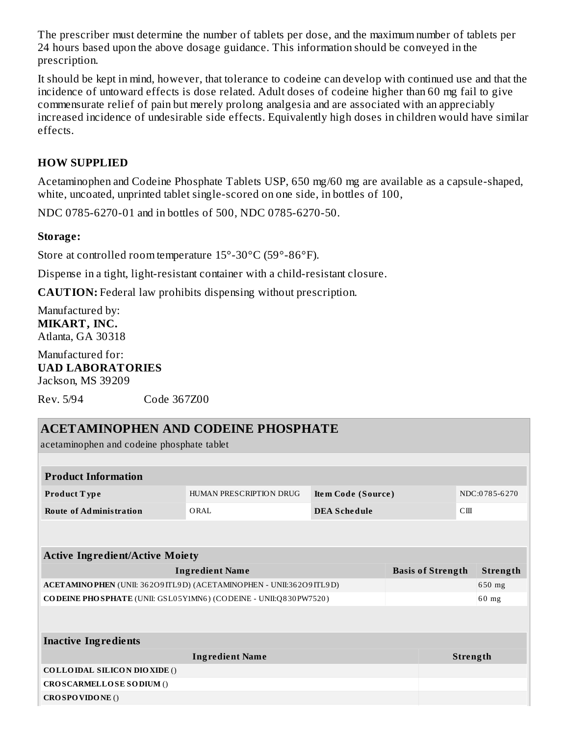The prescriber must determine the number of tablets per dose, and the maximum number of tablets per 24 hours based upon the above dosage guidance. This information should be conveyed in the prescription.

It should be kept in mind, however, that tolerance to codeine can develop with continued use and that the incidence of untoward effects is dose related. Adult doses of codeine higher than 60 mg fail to give commensurate relief of pain but merely prolong analgesia and are associated with an appreciably increased incidence of undesirable side effects. Equivalently high doses in children would have similar effects.

## HOW SUPPLIED

Acetaminophen and Codeine Phosphate Tablets USP, 650 mg/60 mg are available as a capsule-shaped, white, uncoated, unprinted tablet single-scored on one side, in bottles of 100,

NDC 0785-6270-01 and in bottles of 500, NDC 0785-6270-50.

**Storage:**

Store at controlled room temperature 15°-30°C (59°-86°F).

Dispense in a tight, light-resistant container with a child-resistant closure.

**CAUTION:** Federal law prohibits dispensing without prescription.

Manufactured by:
**MIKART, INC.**
Atlanta, GA 30318

Manufactured for:
**UAD LABORATORIES**
Jackson, MS 39209

Rev. 5/94 Code 367Z00

## ACETAMINOPHEN AND CODEINE PHOSPHATE

acetaminophen and codeine phosphate tablet

| Product Information | | | |
|---|---|---|---|
| **Product Type** | HUMAN PRESCRIPTION DRUG | **Item Code (Source)** | NDC:0785-6270 |
| **Route of Administration** | ORAL | **DEA Schedule** | CIII |

| Active Ingredient/Active Moiety | | |
|---|---|---|
| **Ingredient Name** | **Basis of Strength** | **Strength** |
| **ACETAMINOPHEN** (UNII: 362O9ITL9D) (ACETAMINOPHEN - UNII:362O9ITL9D) | | 650 mg |
| **CODEINE PHOSPHATE** (UNII: GSL05Y1MN6) (CODEINE - UNII:Q830PW7520) | | 60 mg |

| Inactive Ingredients | |
|---|---|
| **Ingredient Name** | **Strength** |
| **COLLOIDAL SILICON DIOXIDE** () | |
| **CROSCARMELLOSE SODIUM** () | |
| **CROSPOVIDONE** () | |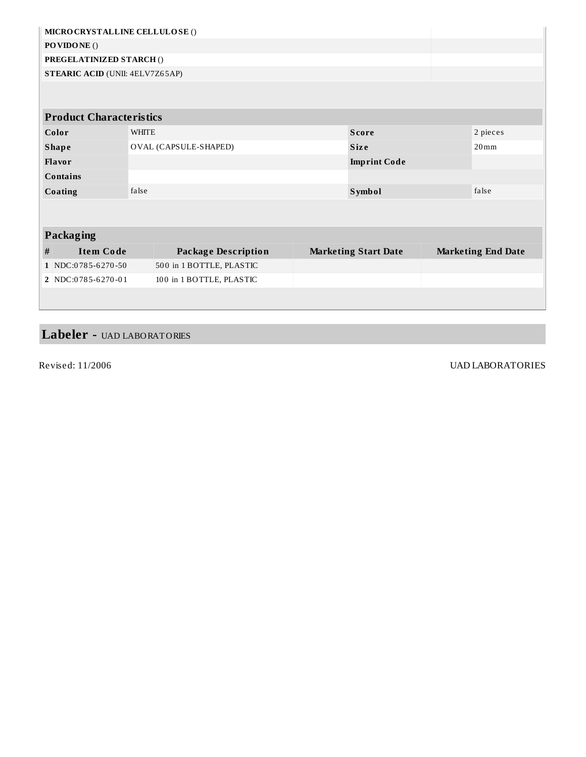| | |
|---|---|
| **MICROCRYSTALLINE CELLULOSE** () | |
| **POVIDONE** () | |
| **PREGELATINIZED STARCH** () | |
| **STEARIC ACID** (UNII: 4ELV7Z65AP) | |

| Product Characteristics | | | |
|---|---|---|---|
| **Color** | WHITE | **Score** | 2 pieces |
| **Shape** | OVAL (CAPSULE-SHAPED) | **Size** | 20mm |
| **Flavor** | | **Imprint Code** | |
| **Contains** | | | |
| **Coating** | false | **Symbol** | false |

**Packaging**

| # | Item Code | Package Description | Marketing Start Date | Marketing End Date |
|---|---|---|---|---|
| **1** | NDC:0785-6270-50 | 500 in 1 BOTTLE, PLASTIC | | |
| **2** | NDC:0785-6270-01 | 100 in 1 BOTTLE, PLASTIC | | |

## Labeler - UAD LABORATORIES

Revised: 11/2006

UAD LABORATORIES